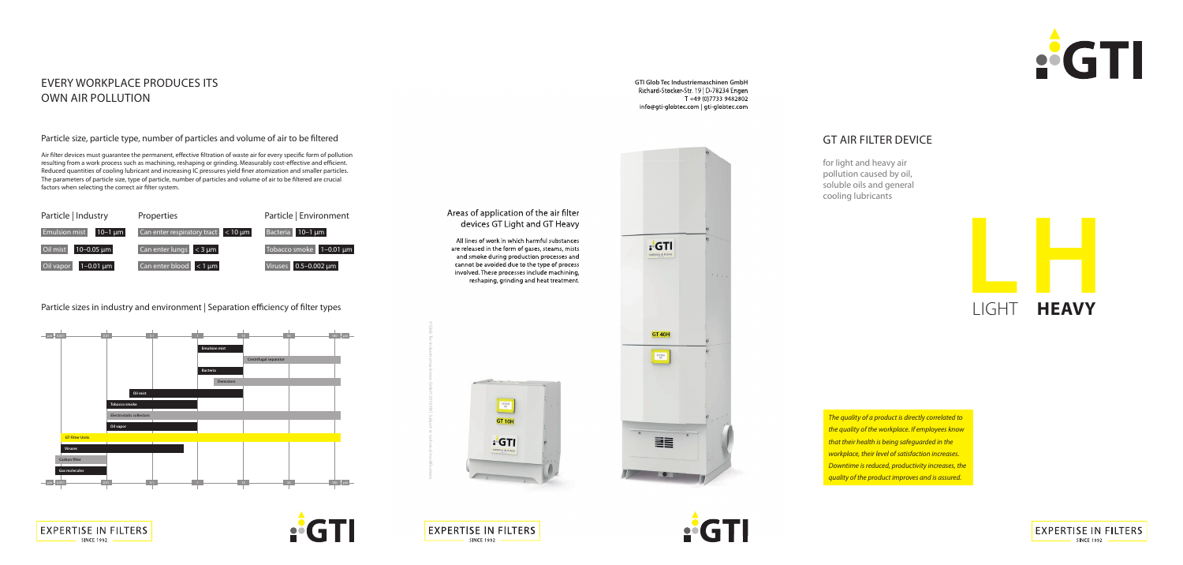# EVERY WORKPLACE PRODUCES ITS OWN AIR POLLUTION

## Particle size, particle type, number of particles and volume of air to be filtered

Air filter devices must guarantee the permanent, effective filtration of waste air for every specific form of pollution resulting from a work process such as machining, reshaping or grinding. Measurably cost-effective and efficient. Reduced quantities of cooling lubricant and increasing IC pressures yield finer atomization and smaller particles. The parameters of particle size, type of particle, number of particles and volume of air to be filtered are crucial factors when selecting the correct air filter system.

| Particle \| Industry | Properties | Particle \| Environment |
|---|---|---|
| Emulsion mist 10–1 µm | Can enter respiratory tract < 10 µm | Bacteria 10–1 µm |
| Oil mist 10–0.05 µm | Can enter lungs < 3 µm | Tobacco smoke 1–0.01 µm |
| Oil vapor 1–0.01 µm | Can enter blood < 1 µm | Viruses 0.5–0.002 µm |

## Particle sizes in industry and environment | Separation efficiency of filter types

Emulsion mist

Centrifugal separator

Bacteria

Demisters

Oil mist

Tobacco smoke

Electrostatic collectors

Oil vapor

GT Filter Units

Viruses

Carbon filter

Gas molecules

EXPERTISE IN FILTERS SINCE 1992

GTI Glob Tec Industriemaschinen GmbH
Richard-Stocker-Str. 19 | D-78234 Engen
T +49 (0)7733 9482802
info@gti-globtec.com | gti-globtec.com

### Areas of application of the air filter devices GT Light and GT Heavy

All lines of work in which harmful substances are released in the form of gases, steams, mists and smoke during production processes and cannot be avoided due to the type of process involved. These processes include machining, reshaping, grinding and heat treatment.

GT 10H

GT 40H

# GT AIR FILTER DEVICE

for light and heavy air pollution caused by oil, soluble oils and general cooling lubricants

LIGHT **HEAVY**

*The quality of a product is directly correlated to the quality of the workplace. If employees know that their health is being safeguarded in the workplace, their level of satisfaction increases. Downtime is reduced, productivity increases, the quality of the product improves and is assured.*

EXPERTISE IN FILTERS SINCE 1992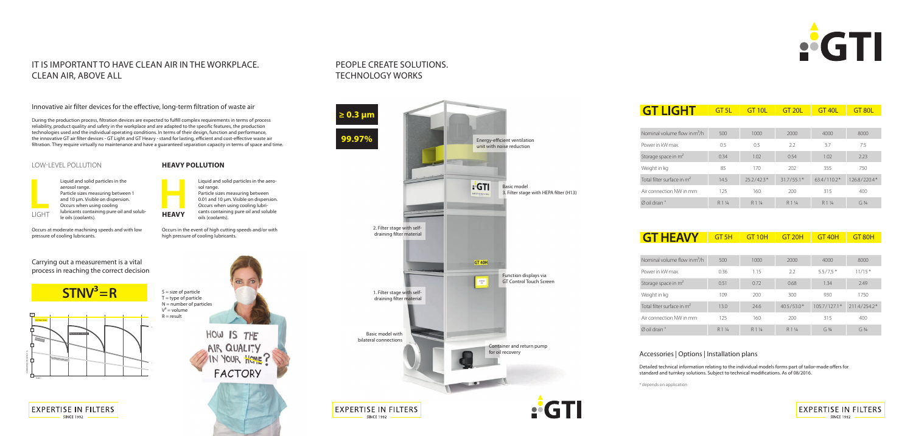# IT IS IMPORTANT TO HAVE CLEAN AIR IN THE WORKPLACE. CLEAN AIR, ABOVE ALL

## Innovative air filter devices for the effective, long-term filtration of waste air

During the production process, filtration devices are expected to fulfill complex requirements in terms of process reliability, product quality and safety in the workplace and are adapted to the specific features, the production technologies used and the individual operating conditions. In terms of their design, function and performance, the innovative GT air filter devices - GT Light and GT Heavy - stand for lasting, efficient and cost-effective waste air filtration. They require virtually no maintenance and have a guaranteed separation capacity in terms of space and time.

### LOW-LEVEL POLLUTION

**L** LIGHT

Liquid and solid particles in the aerosol range. Particle sizes measuring between 1 and 10 µm. Visible on dispersion. Occurs when using cooling lubricants containing pure oil and soluble oils (coolants).

Occurs at moderate machining speeds and with low pressure of cooling lubricants.

### HEAVY POLLUTION

**H** HEAVY

Liquid and solid particles in the aerosol range. Particle sizes measuring between 0.01 and 10 µm. Visible on dispersion. Occurs when using cooling lubricants containing pure oil and soluble oils (coolants).

Occurs in the event of high cutting speeds and/or with high pressure of cooling lubricants.

### Carrying out a measurement is a vital process in reaching the correct decision

$STNV^3 = R$

S = size of particle
T = type of particle
N = number of particles
$V^3$ = volume
R = result

HOW IS THE AIR QUALITY IN YOUR FACTORY?

EXPERTISE IN FILTERS SINCE 1992

# PEOPLE CREATE SOLUTIONS. TECHNOLOGY WORKS

≥ 0.3 µm

99.97%

Energy-efficient ventilation unit with noise reduction

Basic model
3. Filter stage with HEPA filter (H13)

2. Filter stage with self-draining filter material

GT 40H

Function displays via GT Control Touch Screen

1. Filter stage with self-draining filter material

Basic model with bilateral connections

Container and return pump for oil recovery

EXPERTISE IN FILTERS SINCE 1992

GTI

| GT LIGHT | GT 5L | GT 10L | GT 20L | GT 40L | GT 80L |
|---|---|---|---|---|---|
| Nominal volume flow in m³/h | 500 | 1000 | 2000 | 4000 | 8000 |
| Power in kW max. | 0.5 | 0.5 | 2.2 | 3.7 | 7.5 |
| Storage space in m² | 0.34 | 1.02 | 0.54 | 1.02 | 2.23 |
| Weight in kg | 85 | 170 | 202 | 355 | 750 |
| Total filter surface in m² | 14.5 | 25.2 / 42.3 * | 31.7 / 55.1 * | 63.4 / 110.2 * | 126.8 / 220.4 * |
| Air connection NW in mm | 125 | 160 | 200 | 315 | 400 |
| Ø oil drain " | R 1 ¼ | R 1 ¼ | R 1 ¼ | R 1 ¼ | G ¾ |

| GT HEAVY | GT 5H | GT 10H | GT 20H | GT 40H | GT 80H |
|---|---|---|---|---|---|
| Nominal volume flow in m³/h | 500 | 1000 | 2000 | 4000 | 8000 |
| Power in kW max. | 0.36 | 1.15 | 2.2 | 5.5 / 7.5 * | 11/15 * |
| Storage space in m² | 0.51 | 0.72 | 0.68 | 1.34 | 2.49 |
| Weight in kg | 109 | 200 | 300 | 930 | 1750 |
| Total filter surface in m² | 13.0 | 24.6 | 40.5 / 53.0 * | 105.7 / 127.1 * | 211.4 / 254.2 * |
| Air connection NW in mm | 125 | 160 | 200 | 315 | 400 |
| Ø oil drain " | R 1 ¼ | R 1 ¼ | R 1 ¼ | G ¾ | G ¾ |

## Accessories | Options | Installation plans

Detailed technical information relating to the individual models forms part of tailor-made offers for standard and turnkey solutions. Subject to technical modifications. As of 08/2016.

\* depends on application

EXPERTISE IN FILTERS SINCE 1992